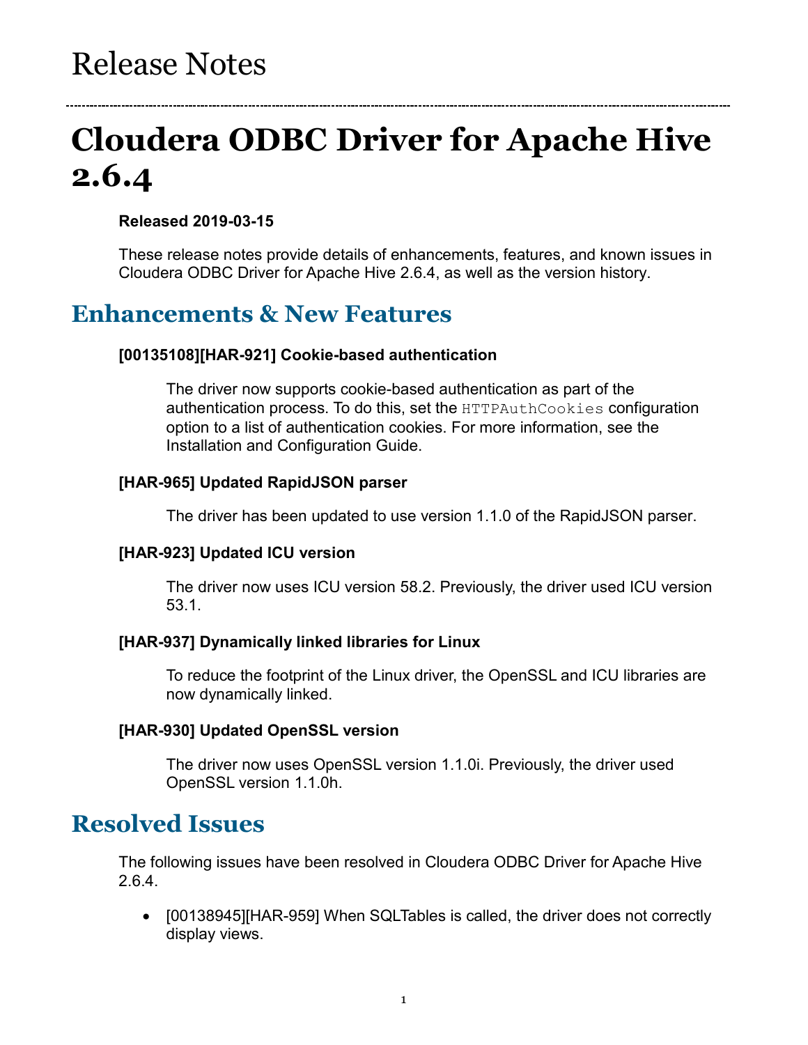# Release Notes

---

# Cloudera ODBC Driver for Apache Hive 2.6.4

**Released 2019-03-15**

These release notes provide details of enhancements, features, and known issues in Cloudera ODBC Driver for Apache Hive 2.6.4, as well as the version history.

## Enhancements & New Features

**[00135108][HAR-921] Cookie-based authentication**

The driver now supports cookie-based authentication as part of the authentication process. To do this, set the `HTTPAuthCookies` configuration option to a list of authentication cookies. For more information, see the Installation and Configuration Guide.

**[HAR-965] Updated RapidJSON parser**

The driver has been updated to use version 1.1.0 of the RapidJSON parser.

**[HAR-923] Updated ICU version**

The driver now uses ICU version 58.2. Previously, the driver used ICU version 53.1.

**[HAR-937] Dynamically linked libraries for Linux**

To reduce the footprint of the Linux driver, the OpenSSL and ICU libraries are now dynamically linked.

**[HAR-930] Updated OpenSSL version**

The driver now uses OpenSSL version 1.1.0i. Previously, the driver used OpenSSL version 1.1.0h.

## Resolved Issues

The following issues have been resolved in Cloudera ODBC Driver for Apache Hive 2.6.4.

- [00138945][HAR-959] When SQLTables is called, the driver does not correctly display views.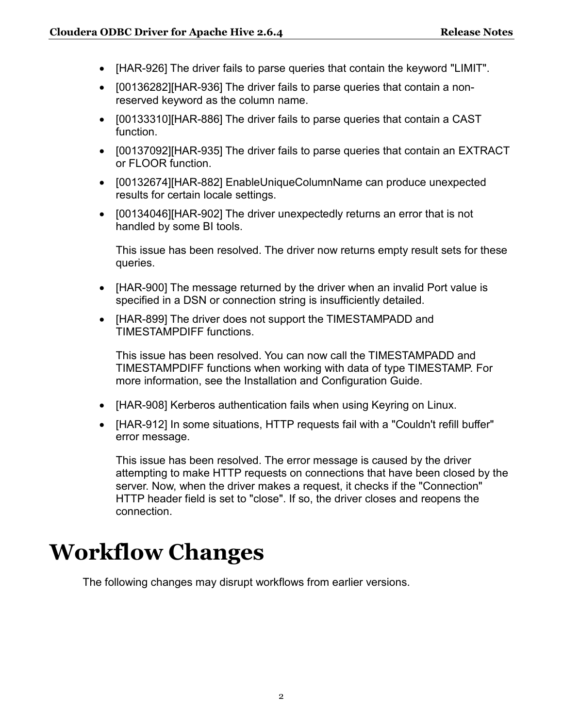- [HAR-926] The driver fails to parse queries that contain the keyword "LIMIT".
- [00136282][HAR-936] The driver fails to parse queries that contain a non-reserved keyword as the column name.
- [00133310][HAR-886] The driver fails to parse queries that contain a CAST function.
- [00137092][HAR-935] The driver fails to parse queries that contain an EXTRACT or FLOOR function.
- [00132674][HAR-882] EnableUniqueColumnName can produce unexpected results for certain locale settings.
- [00134046][HAR-902] The driver unexpectedly returns an error that is not handled by some BI tools.

  This issue has been resolved. The driver now returns empty result sets for these queries.

- [HAR-900] The message returned by the driver when an invalid Port value is specified in a DSN or connection string is insufficiently detailed.
- [HAR-899] The driver does not support the TIMESTAMPADD and TIMESTAMPDIFF functions.

  This issue has been resolved. You can now call the TIMESTAMPADD and TIMESTAMPDIFF functions when working with data of type TIMESTAMP. For more information, see the Installation and Configuration Guide.

- [HAR-908] Kerberos authentication fails when using Keyring on Linux.
- [HAR-912] In some situations, HTTP requests fail with a "Couldn't refill buffer" error message.

  This issue has been resolved. The error message is caused by the driver attempting to make HTTP requests on connections that have been closed by the server. Now, when the driver makes a request, it checks if the "Connection" HTTP header field is set to "close". If so, the driver closes and reopens the connection.

# Workflow Changes

The following changes may disrupt workflows from earlier versions.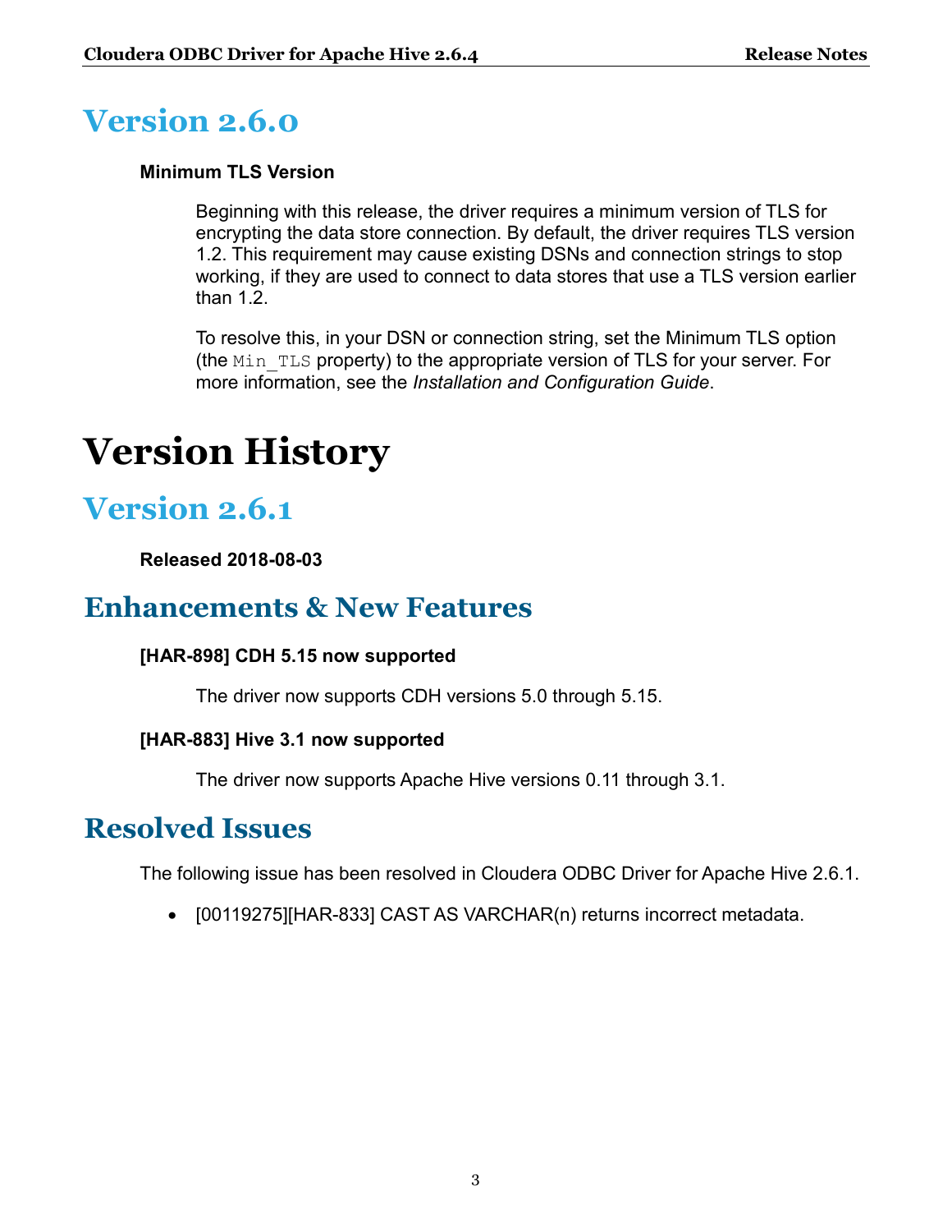## Version 2.6.0

**Minimum TLS Version**

Beginning with this release, the driver requires a minimum version of TLS for encrypting the data store connection. By default, the driver requires TLS version 1.2. This requirement may cause existing DSNs and connection strings to stop working, if they are used to connect to data stores that use a TLS version earlier than 1.2.

To resolve this, in your DSN or connection string, set the Minimum TLS option (the `Min_TLS` property) to the appropriate version of TLS for your server. For more information, see the *Installation and Configuration Guide*.

# Version History

## Version 2.6.1

**Released 2018-08-03**

## Enhancements & New Features

**[HAR-898] CDH 5.15 now supported**

The driver now supports CDH versions 5.0 through 5.15.

**[HAR-883] Hive 3.1 now supported**

The driver now supports Apache Hive versions 0.11 through 3.1.

## Resolved Issues

The following issue has been resolved in Cloudera ODBC Driver for Apache Hive 2.6.1.

- [00119275][HAR-833] CAST AS VARCHAR(n) returns incorrect metadata.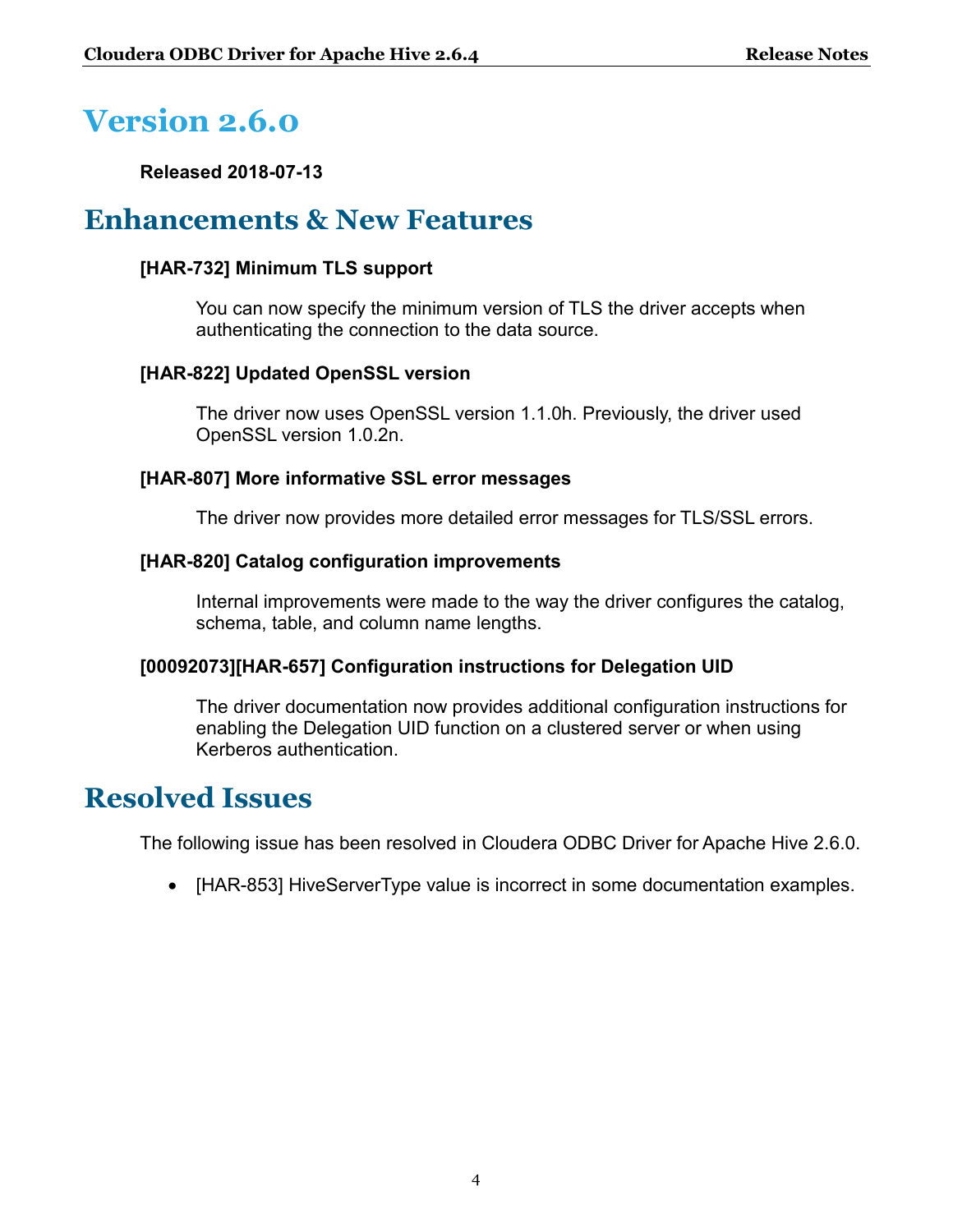# Version 2.6.0

**Released 2018-07-13**

# Enhancements & New Features

### [HAR-732] Minimum TLS support

You can now specify the minimum version of TLS the driver accepts when authenticating the connection to the data source.

### [HAR-822] Updated OpenSSL version

The driver now uses OpenSSL version 1.1.0h. Previously, the driver used OpenSSL version 1.0.2n.

### [HAR-807] More informative SSL error messages

The driver now provides more detailed error messages for TLS/SSL errors.

### [HAR-820] Catalog configuration improvements

Internal improvements were made to the way the driver configures the catalog, schema, table, and column name lengths.

### [00092073][HAR-657] Configuration instructions for Delegation UID

The driver documentation now provides additional configuration instructions for enabling the Delegation UID function on a clustered server or when using Kerberos authentication.

# Resolved Issues

The following issue has been resolved in Cloudera ODBC Driver for Apache Hive 2.6.0.

- [HAR-853] HiveServerType value is incorrect in some documentation examples.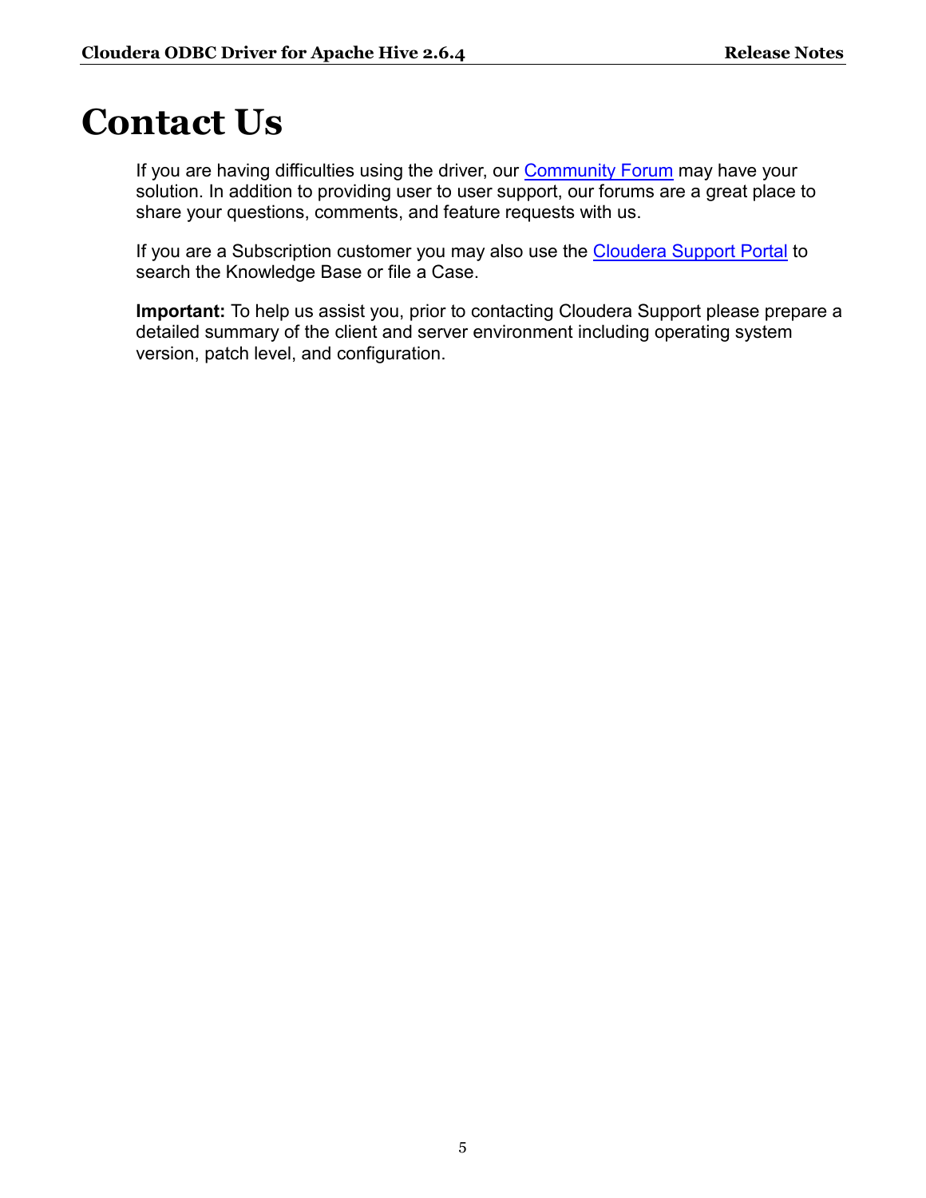# Contact Us

If you are having difficulties using the driver, our Community Forum may have your solution. In addition to providing user to user support, our forums are a great place to share your questions, comments, and feature requests with us.

If you are a Subscription customer you may also use the Cloudera Support Portal to search the Knowledge Base or file a Case.

**Important:** To help us assist you, prior to contacting Cloudera Support please prepare a detailed summary of the client and server environment including operating system version, patch level, and configuration.